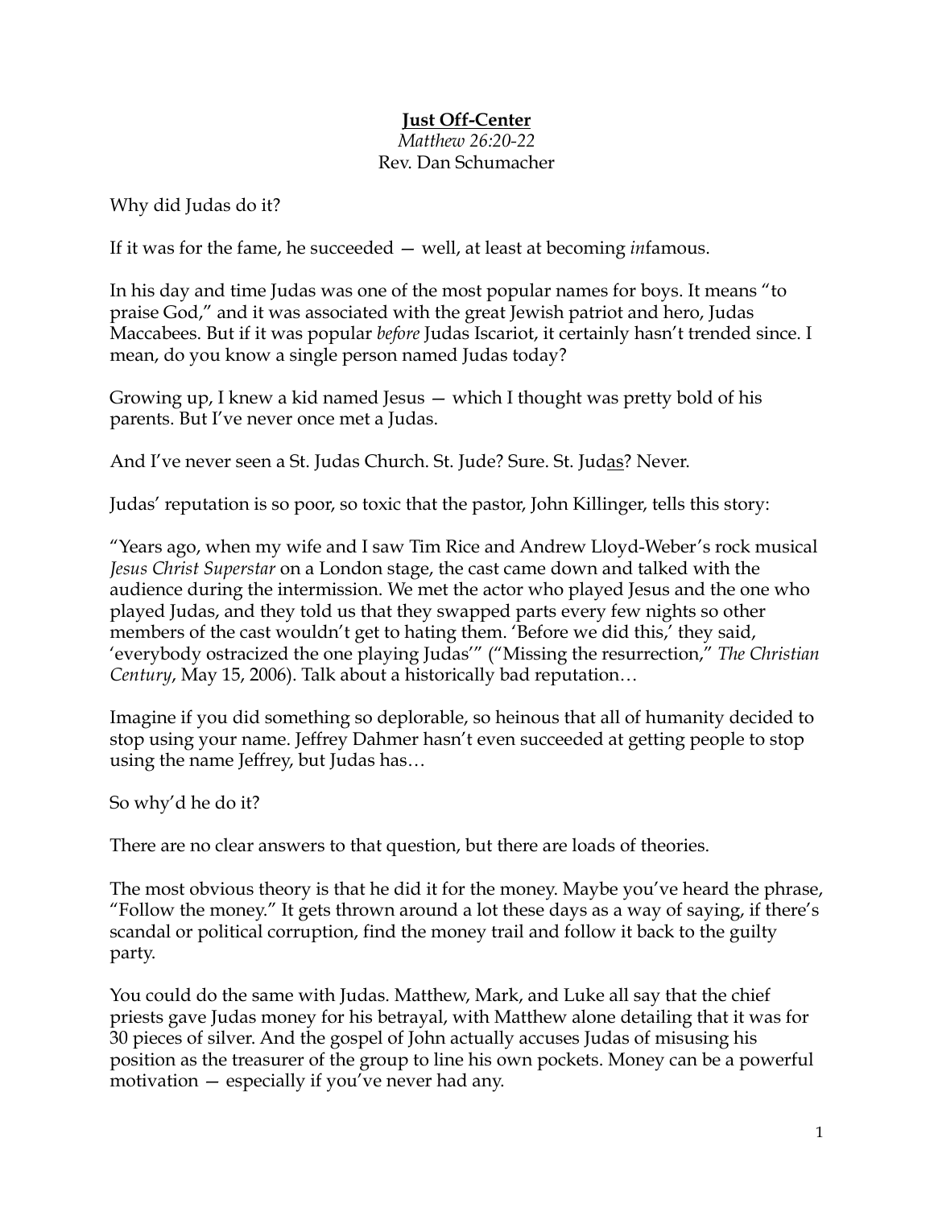**<u>Just Off-Center</u>**

*Matthew 26:20-22*

Rev. Dan Schumacher

Why did Judas do it?

If it was for the fame, he succeeded — well, at least at becoming *in*famous.

In his day and time Judas was one of the most popular names for boys. It means "to praise God," and it was associated with the great Jewish patriot and hero, Judas Maccabees. But if it was popular *before* Judas Iscariot, it certainly hasn't trended since. I mean, do you know a single person named Judas today?

Growing up, I knew a kid named Jesus — which I thought was pretty bold of his parents. But I've never once met a Judas.

And I've never seen a St. Judas Church. St. Jude? Sure. St. Jud<u>as</u>? Never.

Judas' reputation is so poor, so toxic that the pastor, John Killinger, tells this story:

"Years ago, when my wife and I saw Tim Rice and Andrew Lloyd-Weber's rock musical *Jesus Christ Superstar* on a London stage, the cast came down and talked with the audience during the intermission. We met the actor who played Jesus and the one who played Judas, and they told us that they swapped parts every few nights so other members of the cast wouldn't get to hating them. 'Before we did this,' they said, 'everybody ostracized the one playing Judas'" ("Missing the resurrection," *The Christian Century*, May 15, 2006). Talk about a historically bad reputation…

Imagine if you did something so deplorable, so heinous that all of humanity decided to stop using your name. Jeffrey Dahmer hasn't even succeeded at getting people to stop using the name Jeffrey, but Judas has…

So why'd he do it?

There are no clear answers to that question, but there are loads of theories.

The most obvious theory is that he did it for the money. Maybe you've heard the phrase, "Follow the money." It gets thrown around a lot these days as a way of saying, if there's scandal or political corruption, find the money trail and follow it back to the guilty party.

You could do the same with Judas. Matthew, Mark, and Luke all say that the chief priests gave Judas money for his betrayal, with Matthew alone detailing that it was for 30 pieces of silver. And the gospel of John actually accuses Judas of misusing his position as the treasurer of the group to line his own pockets. Money can be a powerful motivation — especially if you've never had any.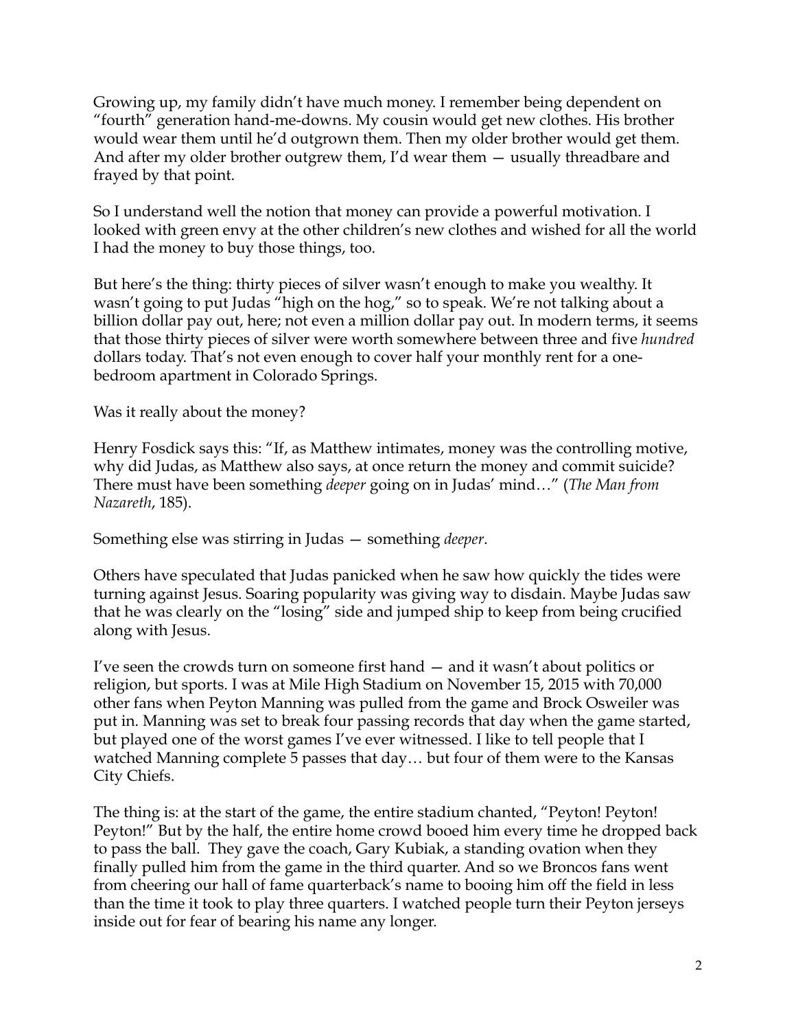Growing up, my family didn't have much money. I remember being dependent on "fourth" generation hand-me-downs. My cousin would get new clothes. His brother would wear them until he'd outgrown them. Then my older brother would get them. And after my older brother outgrew them, I'd wear them — usually threadbare and frayed by that point.

So I understand well the notion that money can provide a powerful motivation. I looked with green envy at the other children's new clothes and wished for all the world I had the money to buy those things, too.

But here's the thing: thirty pieces of silver wasn't enough to make you wealthy. It wasn't going to put Judas "high on the hog," so to speak. We're not talking about a billion dollar pay out, here; not even a million dollar pay out. In modern terms, it seems that those thirty pieces of silver were worth somewhere between three and five *hundred* dollars today. That's not even enough to cover half your monthly rent for a one-bedroom apartment in Colorado Springs.

Was it really about the money?

Henry Fosdick says this: "If, as Matthew intimates, money was the controlling motive, why did Judas, as Matthew also says, at once return the money and commit suicide? There must have been something *deeper* going on in Judas' mind…" (*The Man from Nazareth*, 185).

Something else was stirring in Judas — something *deeper*.

Others have speculated that Judas panicked when he saw how quickly the tides were turning against Jesus. Soaring popularity was giving way to disdain. Maybe Judas saw that he was clearly on the "losing" side and jumped ship to keep from being crucified along with Jesus.

I've seen the crowds turn on someone first hand — and it wasn't about politics or religion, but sports. I was at Mile High Stadium on November 15, 2015 with 70,000 other fans when Peyton Manning was pulled from the game and Brock Osweiler was put in. Manning was set to break four passing records that day when the game started, but played one of the worst games I've ever witnessed. I like to tell people that I watched Manning complete 5 passes that day… but four of them were to the Kansas City Chiefs.

The thing is: at the start of the game, the entire stadium chanted, "Peyton! Peyton! Peyton!" But by the half, the entire home crowd booed him every time he dropped back to pass the ball. They gave the coach, Gary Kubiak, a standing ovation when they finally pulled him from the game in the third quarter. And so we Broncos fans went from cheering our hall of fame quarterback's name to booing him off the field in less than the time it took to play three quarters. I watched people turn their Peyton jerseys inside out for fear of bearing his name any longer.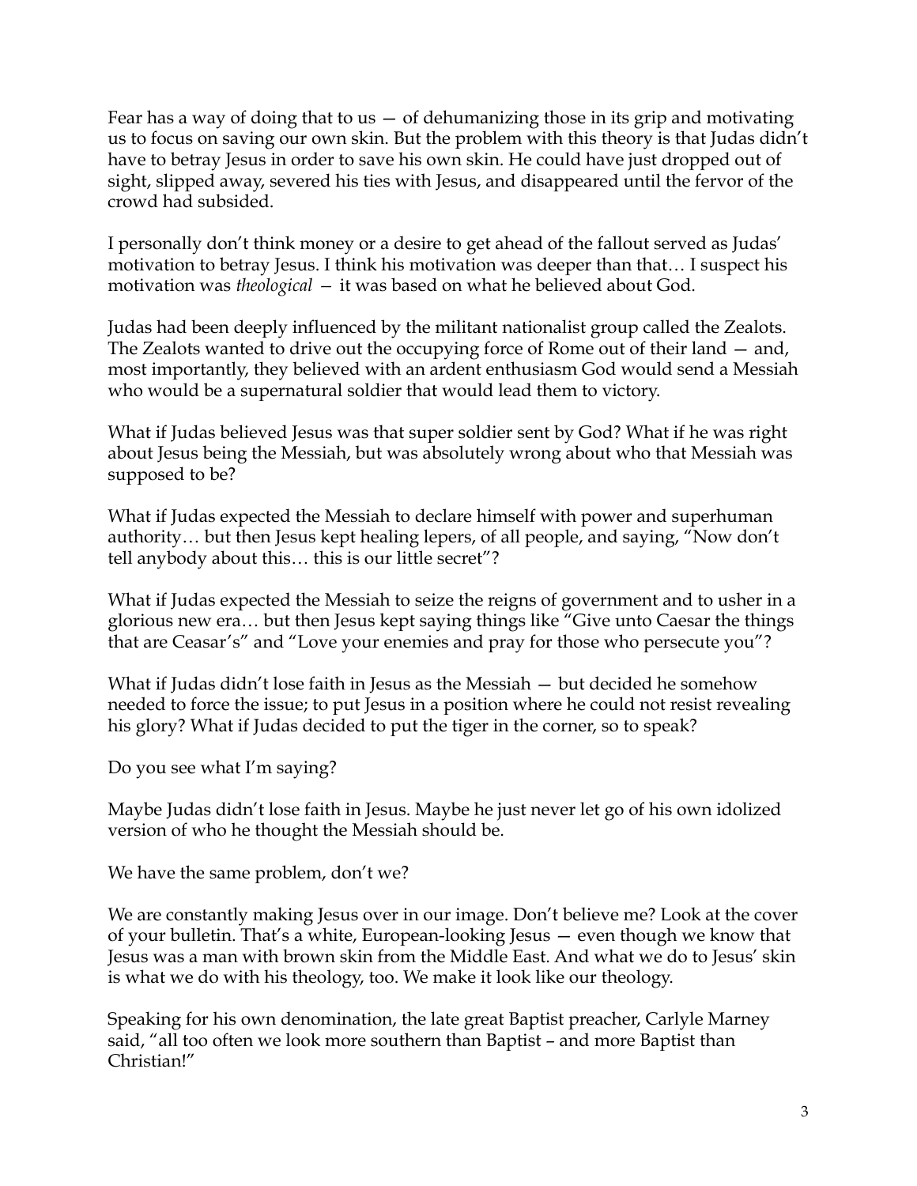Fear has a way of doing that to us — of dehumanizing those in its grip and motivating us to focus on saving our own skin. But the problem with this theory is that Judas didn't have to betray Jesus in order to save his own skin. He could have just dropped out of sight, slipped away, severed his ties with Jesus, and disappeared until the fervor of the crowd had subsided.

I personally don't think money or a desire to get ahead of the fallout served as Judas' motivation to betray Jesus. I think his motivation was deeper than that… I suspect his motivation was *theological* — it was based on what he believed about God.

Judas had been deeply influenced by the militant nationalist group called the Zealots. The Zealots wanted to drive out the occupying force of Rome out of their land — and, most importantly, they believed with an ardent enthusiasm God would send a Messiah who would be a supernatural soldier that would lead them to victory.

What if Judas believed Jesus was that super soldier sent by God? What if he was right about Jesus being the Messiah, but was absolutely wrong about who that Messiah was supposed to be?

What if Judas expected the Messiah to declare himself with power and superhuman authority… but then Jesus kept healing lepers, of all people, and saying, "Now don't tell anybody about this… this is our little secret"?

What if Judas expected the Messiah to seize the reigns of government and to usher in a glorious new era… but then Jesus kept saying things like "Give unto Caesar the things that are Ceasar's" and "Love your enemies and pray for those who persecute you"?

What if Judas didn't lose faith in Jesus as the Messiah — but decided he somehow needed to force the issue; to put Jesus in a position where he could not resist revealing his glory? What if Judas decided to put the tiger in the corner, so to speak?

Do you see what I'm saying?

Maybe Judas didn't lose faith in Jesus. Maybe he just never let go of his own idolized version of who he thought the Messiah should be.

We have the same problem, don't we?

We are constantly making Jesus over in our image. Don't believe me? Look at the cover of your bulletin. That's a white, European-looking Jesus — even though we know that Jesus was a man with brown skin from the Middle East. And what we do to Jesus' skin is what we do with his theology, too. We make it look like our theology.

Speaking for his own denomination, the late great Baptist preacher, Carlyle Marney said, "all too often we look more southern than Baptist – and more Baptist than Christian!"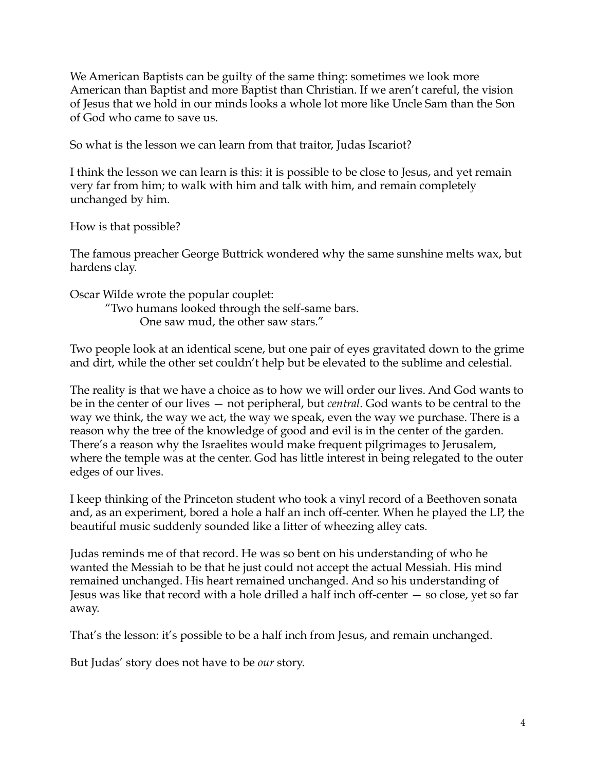We American Baptists can be guilty of the same thing: sometimes we look more American than Baptist and more Baptist than Christian. If we aren't careful, the vision of Jesus that we hold in our minds looks a whole lot more like Uncle Sam than the Son of God who came to save us.

So what is the lesson we can learn from that traitor, Judas Iscariot?

I think the lesson we can learn is this: it is possible to be close to Jesus, and yet remain very far from him; to walk with him and talk with him, and remain completely unchanged by him.

How is that possible?

The famous preacher George Buttrick wondered why the same sunshine melts wax, but hardens clay.

Oscar Wilde wrote the popular couplet:

> "Two humans looked through the self-same bars.
> One saw mud, the other saw stars."

Two people look at an identical scene, but one pair of eyes gravitated down to the grime and dirt, while the other set couldn't help but be elevated to the sublime and celestial.

The reality is that we have a choice as to how we will order our lives. And God wants to be in the center of our lives — not peripheral, but *central*. God wants to be central to the way we think, the way we act, the way we speak, even the way we purchase. There is a reason why the tree of the knowledge of good and evil is in the center of the garden. There's a reason why the Israelites would make frequent pilgrimages to Jerusalem, where the temple was at the center. God has little interest in being relegated to the outer edges of our lives.

I keep thinking of the Princeton student who took a vinyl record of a Beethoven sonata and, as an experiment, bored a hole a half an inch off-center. When he played the LP, the beautiful music suddenly sounded like a litter of wheezing alley cats.

Judas reminds me of that record. He was so bent on his understanding of who he wanted the Messiah to be that he just could not accept the actual Messiah. His mind remained unchanged. His heart remained unchanged. And so his understanding of Jesus was like that record with a hole drilled a half inch off-center — so close, yet so far away.

That's the lesson: it's possible to be a half inch from Jesus, and remain unchanged.

But Judas' story does not have to be *our* story.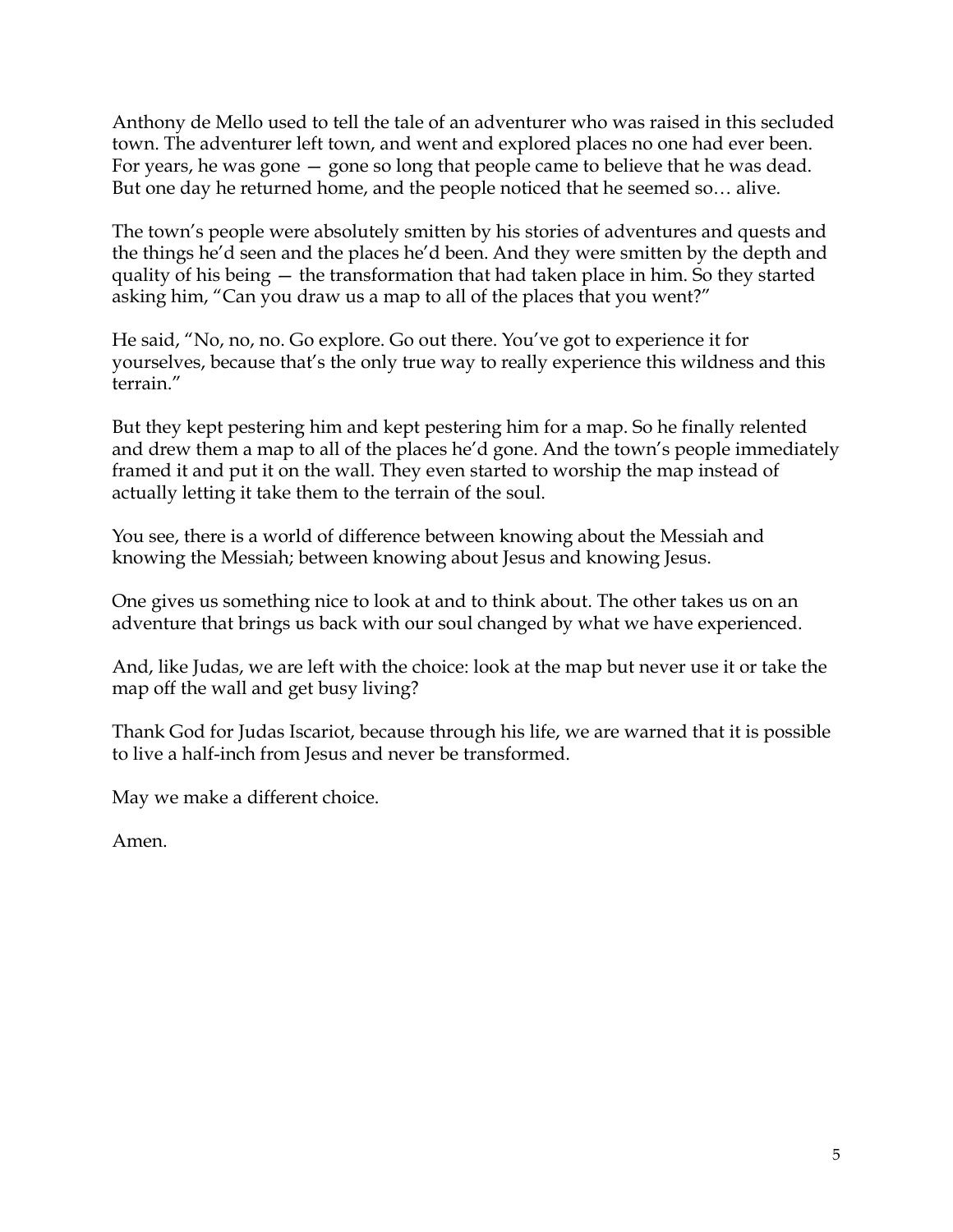Anthony de Mello used to tell the tale of an adventurer who was raised in this secluded town. The adventurer left town, and went and explored places no one had ever been. For years, he was gone — gone so long that people came to believe that he was dead. But one day he returned home, and the people noticed that he seemed so… alive.

The town's people were absolutely smitten by his stories of adventures and quests and the things he'd seen and the places he'd been. And they were smitten by the depth and quality of his being — the transformation that had taken place in him. So they started asking him, "Can you draw us a map to all of the places that you went?"

He said, "No, no, no. Go explore. Go out there. You've got to experience it for yourselves, because that's the only true way to really experience this wildness and this terrain."

But they kept pestering him and kept pestering him for a map. So he finally relented and drew them a map to all of the places he'd gone. And the town's people immediately framed it and put it on the wall. They even started to worship the map instead of actually letting it take them to the terrain of the soul.

You see, there is a world of difference between knowing about the Messiah and knowing the Messiah; between knowing about Jesus and knowing Jesus.

One gives us something nice to look at and to think about. The other takes us on an adventure that brings us back with our soul changed by what we have experienced.

And, like Judas, we are left with the choice: look at the map but never use it or take the map off the wall and get busy living?

Thank God for Judas Iscariot, because through his life, we are warned that it is possible to live a half-inch from Jesus and never be transformed.

May we make a different choice.

Amen.